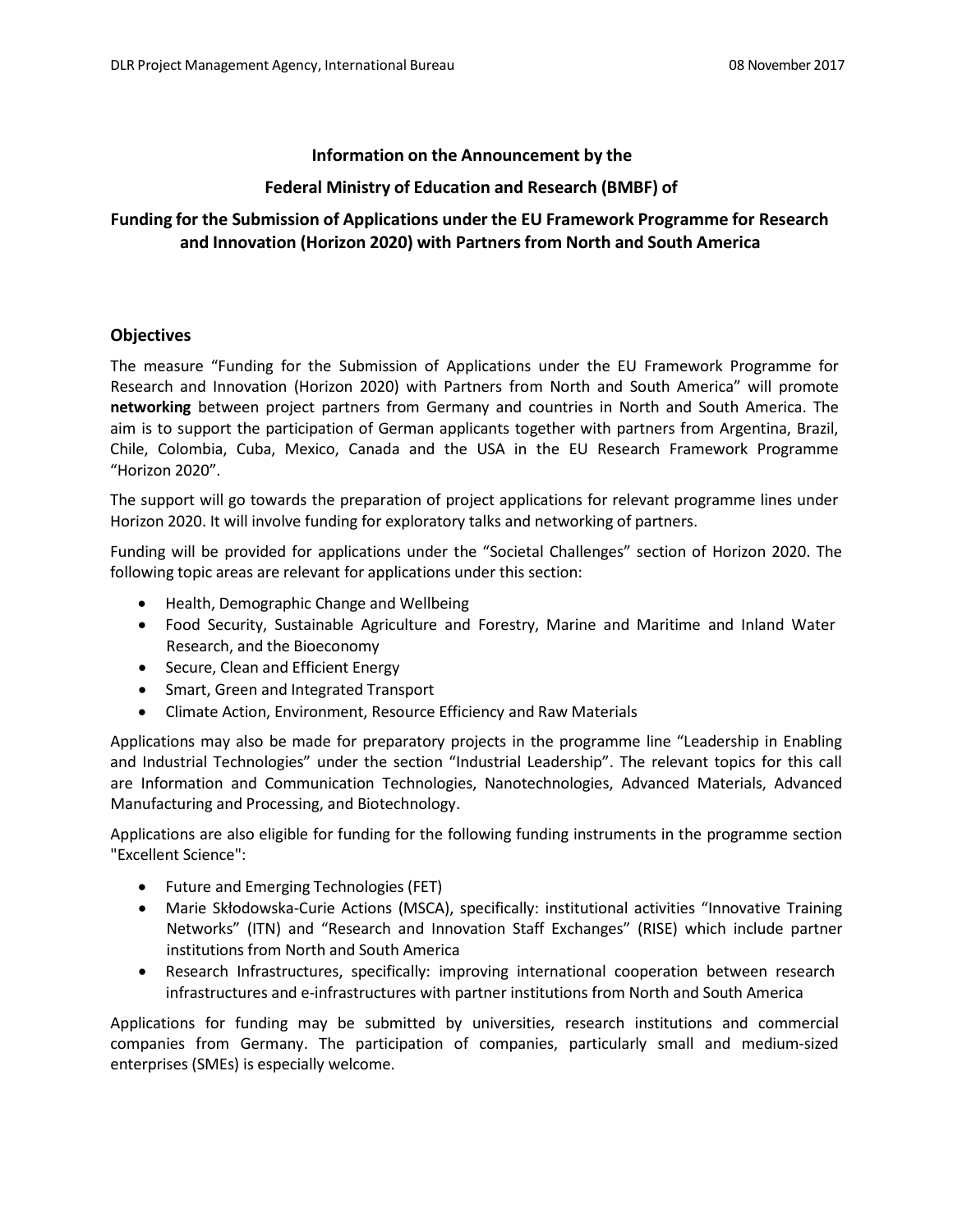**Information on the Announcement by the**

**Federal Ministry of Education and Research (BMBF) of**

# Funding for the Submission of Applications under the EU Framework Programme for Research and Innovation (Horizon 2020) with Partners from North and South America

## Objectives

The measure "Funding for the Submission of Applications under the EU Framework Programme for Research and Innovation (Horizon 2020) with Partners from North and South America" will promote **networking** between project partners from Germany and countries in North and South America. The aim is to support the participation of German applicants together with partners from Argentina, Brazil, Chile, Colombia, Cuba, Mexico, Canada and the USA in the EU Research Framework Programme "Horizon 2020".

The support will go towards the preparation of project applications for relevant programme lines under Horizon 2020. It will involve funding for exploratory talks and networking of partners.

Funding will be provided for applications under the "Societal Challenges" section of Horizon 2020. The following topic areas are relevant for applications under this section:

- Health, Demographic Change and Wellbeing
- Food Security, Sustainable Agriculture and Forestry, Marine and Maritime and Inland Water Research, and the Bioeconomy
- Secure, Clean and Efficient Energy
- Smart, Green and Integrated Transport
- Climate Action, Environment, Resource Efficiency and Raw Materials

Applications may also be made for preparatory projects in the programme line "Leadership in Enabling and Industrial Technologies" under the section "Industrial Leadership". The relevant topics for this call are Information and Communication Technologies, Nanotechnologies, Advanced Materials, Advanced Manufacturing and Processing, and Biotechnology.

Applications are also eligible for funding for the following funding instruments in the programme section "Excellent Science":

- Future and Emerging Technologies (FET)
- Marie Skłodowska-Curie Actions (MSCA), specifically: institutional activities "Innovative Training Networks" (ITN) and "Research and Innovation Staff Exchanges" (RISE) which include partner institutions from North and South America
- Research Infrastructures, specifically: improving international cooperation between research infrastructures and e-infrastructures with partner institutions from North and South America

Applications for funding may be submitted by universities, research institutions and commercial companies from Germany. The participation of companies, particularly small and medium-sized enterprises (SMEs) is especially welcome.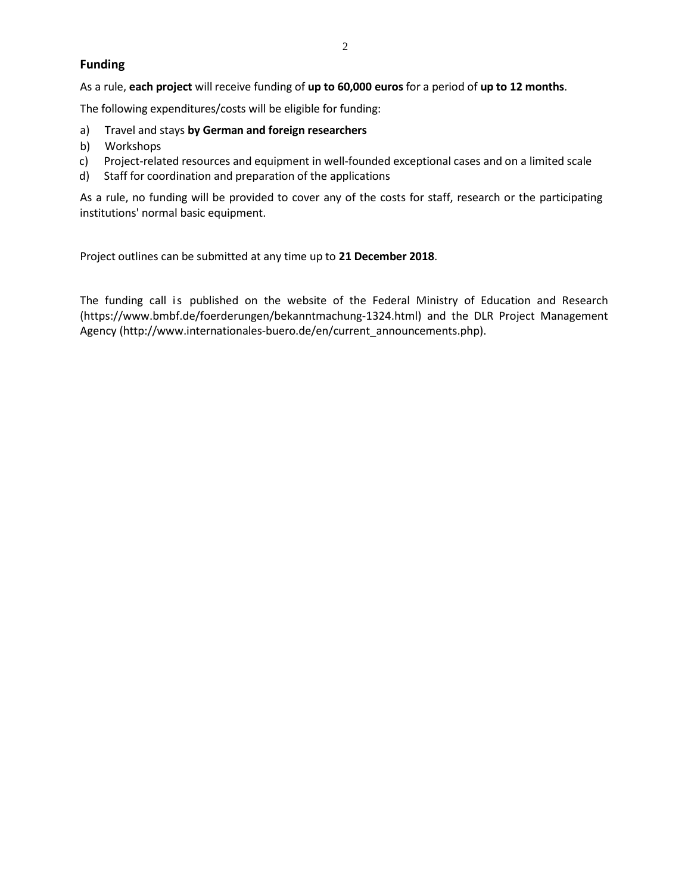## Funding

As a rule, **each project** will receive funding of **up to 60,000 euros** for a period of **up to 12 months**.

The following expenditures/costs will be eligible for funding:

a) Travel and stays **by German and foreign researchers**
b) Workshops
c) Project-related resources and equipment in well-founded exceptional cases and on a limited scale
d) Staff for coordination and preparation of the applications

As a rule, no funding will be provided to cover any of the costs for staff, research or the participating institutions' normal basic equipment.

Project outlines can be submitted at any time up to **21 December 2018**.

The funding call is published on the website of the Federal Ministry of Education and Research (https://www.bmbf.de/foerderungen/bekanntmachung-1324.html) and the DLR Project Management Agency (http://www.internationales-buero.de/en/current_announcements.php).